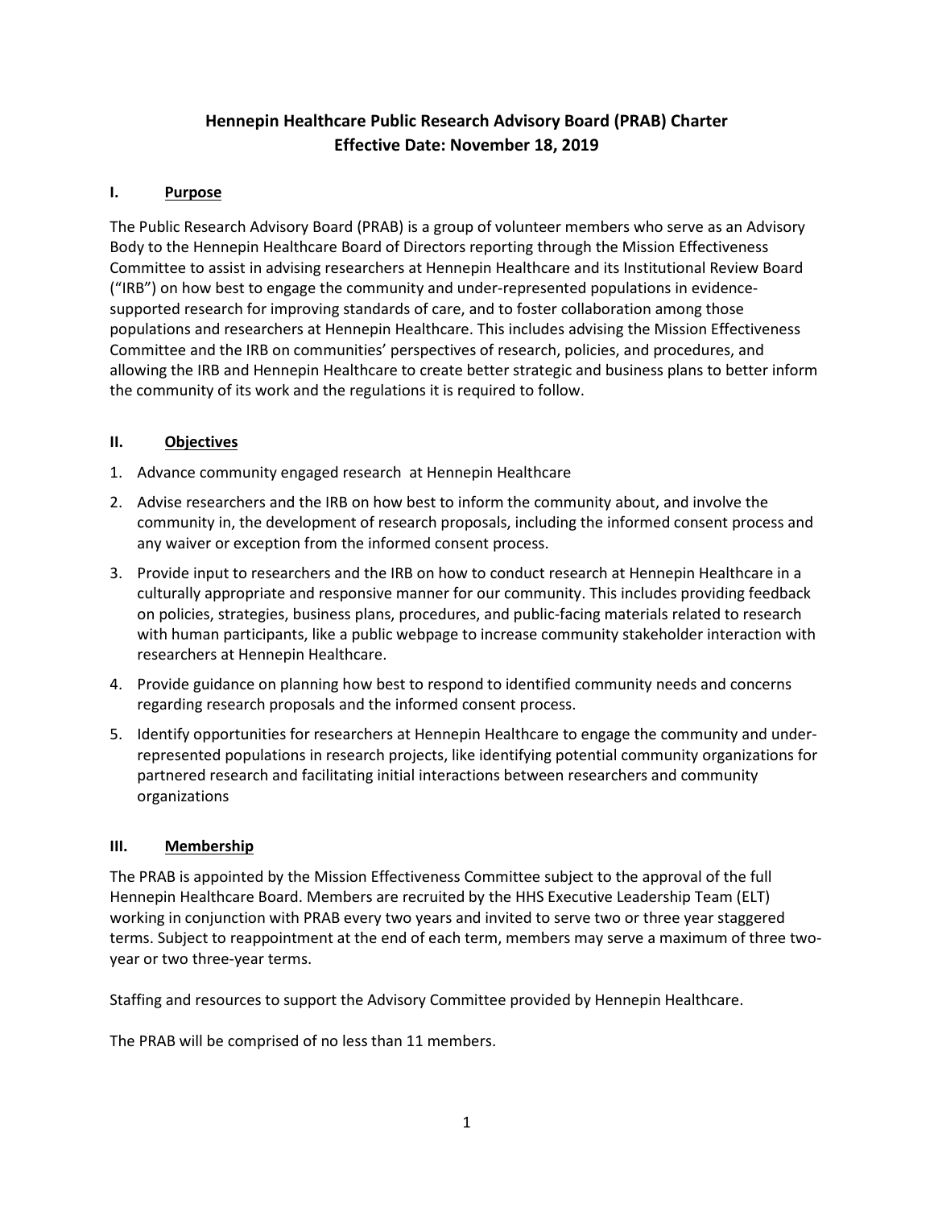# Hennepin Healthcare Public Research Advisory Board (PRAB) Charter
# Effective Date: November 18, 2019

## I. Purpose

The Public Research Advisory Board (PRAB) is a group of volunteer members who serve as an Advisory Body to the Hennepin Healthcare Board of Directors reporting through the Mission Effectiveness Committee to assist in advising researchers at Hennepin Healthcare and its Institutional Review Board ("IRB") on how best to engage the community and under-represented populations in evidence-supported research for improving standards of care, and to foster collaboration among those populations and researchers at Hennepin Healthcare. This includes advising the Mission Effectiveness Committee and the IRB on communities' perspectives of research, policies, and procedures, and allowing the IRB and Hennepin Healthcare to create better strategic and business plans to better inform the community of its work and the regulations it is required to follow.

## II. Objectives

1. Advance community engaged research at Hennepin Healthcare
2. Advise researchers and the IRB on how best to inform the community about, and involve the community in, the development of research proposals, including the informed consent process and any waiver or exception from the informed consent process.
3. Provide input to researchers and the IRB on how to conduct research at Hennepin Healthcare in a culturally appropriate and responsive manner for our community. This includes providing feedback on policies, strategies, business plans, procedures, and public-facing materials related to research with human participants, like a public webpage to increase community stakeholder interaction with researchers at Hennepin Healthcare.
4. Provide guidance on planning how best to respond to identified community needs and concerns regarding research proposals and the informed consent process.
5. Identify opportunities for researchers at Hennepin Healthcare to engage the community and under-represented populations in research projects, like identifying potential community organizations for partnered research and facilitating initial interactions between researchers and community organizations

## III. Membership

The PRAB is appointed by the Mission Effectiveness Committee subject to the approval of the full Hennepin Healthcare Board. Members are recruited by the HHS Executive Leadership Team (ELT) working in conjunction with PRAB every two years and invited to serve two or three year staggered terms. Subject to reappointment at the end of each term, members may serve a maximum of three two-year or two three-year terms.

Staffing and resources to support the Advisory Committee provided by Hennepin Healthcare.

The PRAB will be comprised of no less than 11 members.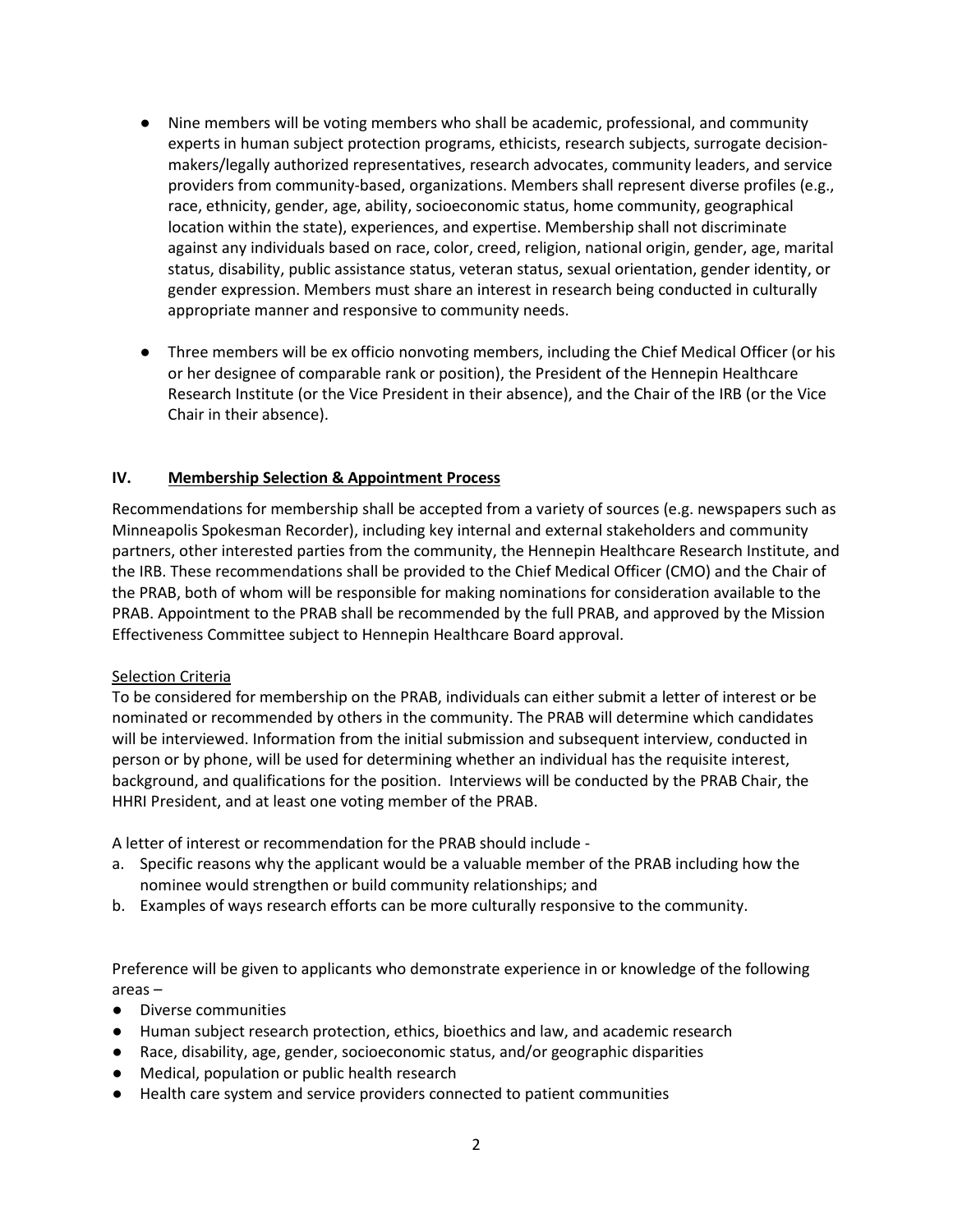- Nine members will be voting members who shall be academic, professional, and community experts in human subject protection programs, ethicists, research subjects, surrogate decision-makers/legally authorized representatives, research advocates, community leaders, and service providers from community-based, organizations. Members shall represent diverse profiles (e.g., race, ethnicity, gender, age, ability, socioeconomic status, home community, geographical location within the state), experiences, and expertise. Membership shall not discriminate against any individuals based on race, color, creed, religion, national origin, gender, age, marital status, disability, public assistance status, veteran status, sexual orientation, gender identity, or gender expression. Members must share an interest in research being conducted in culturally appropriate manner and responsive to community needs.

- Three members will be ex officio nonvoting members, including the Chief Medical Officer (or his or her designee of comparable rank or position), the President of the Hennepin Healthcare Research Institute (or the Vice President in their absence), and the Chair of the IRB (or the Vice Chair in their absence).

## IV. Membership Selection & Appointment Process

Recommendations for membership shall be accepted from a variety of sources (e.g. newspapers such as Minneapolis Spokesman Recorder), including key internal and external stakeholders and community partners, other interested parties from the community, the Hennepin Healthcare Research Institute, and the IRB. These recommendations shall be provided to the Chief Medical Officer (CMO) and the Chair of the PRAB, both of whom will be responsible for making nominations for consideration available to the PRAB. Appointment to the PRAB shall be recommended by the full PRAB, and approved by the Mission Effectiveness Committee subject to Hennepin Healthcare Board approval.

### Selection Criteria

To be considered for membership on the PRAB, individuals can either submit a letter of interest or be nominated or recommended by others in the community. The PRAB will determine which candidates will be interviewed. Information from the initial submission and subsequent interview, conducted in person or by phone, will be used for determining whether an individual has the requisite interest, background, and qualifications for the position. Interviews will be conducted by the PRAB Chair, the HHRI President, and at least one voting member of the PRAB.

A letter of interest or recommendation for the PRAB should include -

a. Specific reasons why the applicant would be a valuable member of the PRAB including how the nominee would strengthen or build community relationships; and
b. Examples of ways research efforts can be more culturally responsive to the community.

Preference will be given to applicants who demonstrate experience in or knowledge of the following areas –

- Diverse communities
- Human subject research protection, ethics, bioethics and law, and academic research
- Race, disability, age, gender, socioeconomic status, and/or geographic disparities
- Medical, population or public health research
- Health care system and service providers connected to patient communities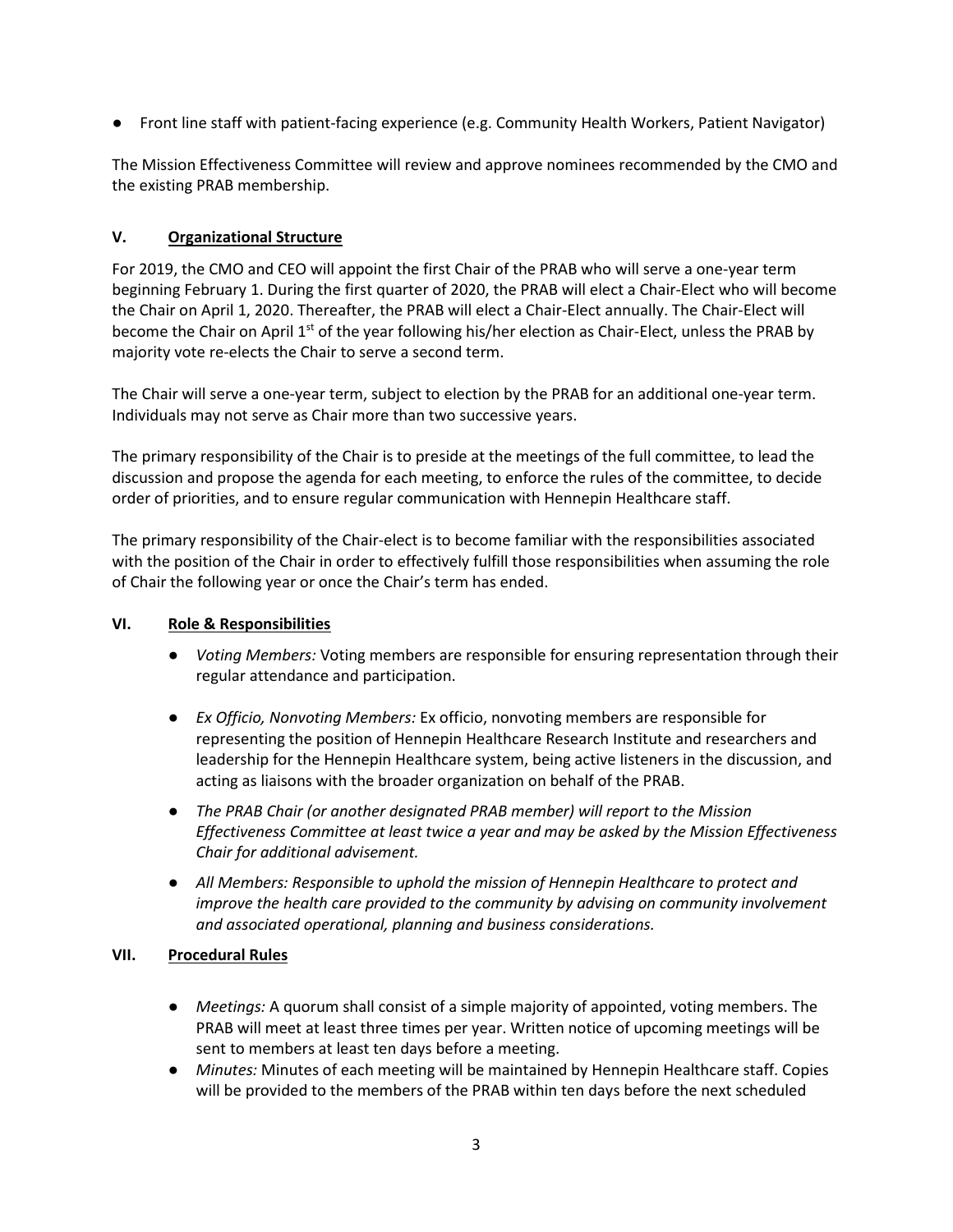- Front line staff with patient-facing experience (e.g. Community Health Workers, Patient Navigator)

The Mission Effectiveness Committee will review and approve nominees recommended by the CMO and the existing PRAB membership.

## V. Organizational Structure

For 2019, the CMO and CEO will appoint the first Chair of the PRAB who will serve a one-year term beginning February 1. During the first quarter of 2020, the PRAB will elect a Chair-Elect who will become the Chair on April 1, 2020. Thereafter, the PRAB will elect a Chair-Elect annually. The Chair-Elect will become the Chair on April 1st of the year following his/her election as Chair-Elect, unless the PRAB by majority vote re-elects the Chair to serve a second term.

The Chair will serve a one-year term, subject to election by the PRAB for an additional one-year term. Individuals may not serve as Chair more than two successive years.

The primary responsibility of the Chair is to preside at the meetings of the full committee, to lead the discussion and propose the agenda for each meeting, to enforce the rules of the committee, to decide order of priorities, and to ensure regular communication with Hennepin Healthcare staff.

The primary responsibility of the Chair-elect is to become familiar with the responsibilities associated with the position of the Chair in order to effectively fulfill those responsibilities when assuming the role of Chair the following year or once the Chair's term has ended.

## VI. Role & Responsibilities

- *Voting Members:* Voting members are responsible for ensuring representation through their regular attendance and participation.
- *Ex Officio, Nonvoting Members:* Ex officio, nonvoting members are responsible for representing the position of Hennepin Healthcare Research Institute and researchers and leadership for the Hennepin Healthcare system, being active listeners in the discussion, and acting as liaisons with the broader organization on behalf of the PRAB.
- *The PRAB Chair (or another designated PRAB member) will report to the Mission Effectiveness Committee at least twice a year and may be asked by the Mission Effectiveness Chair for additional advisement.*
- *All Members: Responsible to uphold the mission of Hennepin Healthcare to protect and improve the health care provided to the community by advising on community involvement and associated operational, planning and business considerations.*

## VII. Procedural Rules

- *Meetings:* A quorum shall consist of a simple majority of appointed, voting members. The PRAB will meet at least three times per year. Written notice of upcoming meetings will be sent to members at least ten days before a meeting.
- *Minutes:* Minutes of each meeting will be maintained by Hennepin Healthcare staff. Copies will be provided to the members of the PRAB within ten days before the next scheduled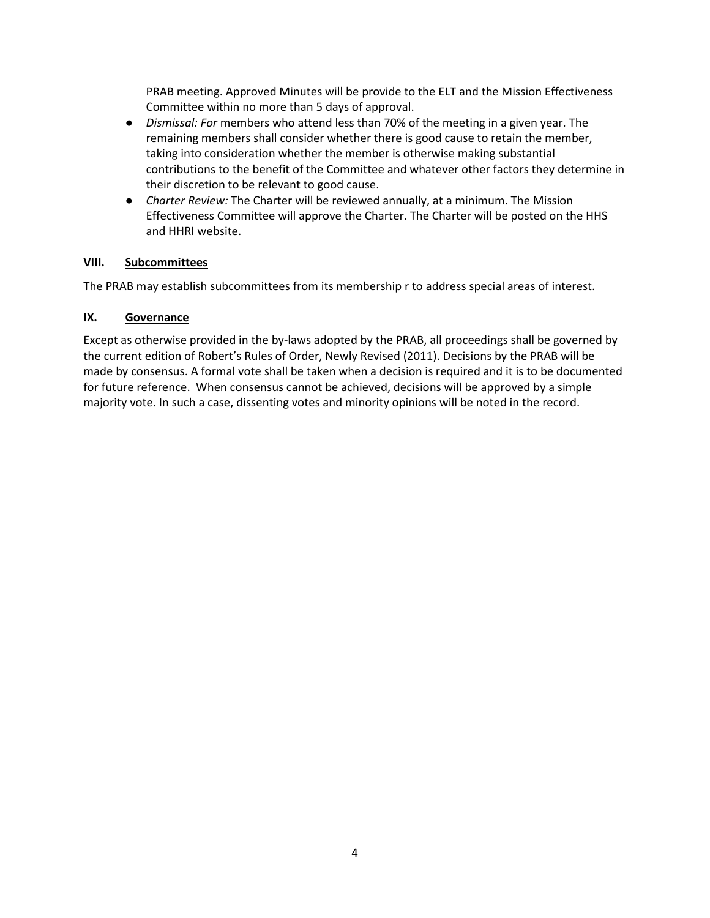PRAB meeting. Approved Minutes will be provide to the ELT and the Mission Effectiveness Committee within no more than 5 days of approval.

- *Dismissal: For* members who attend less than 70% of the meeting in a given year. The remaining members shall consider whether there is good cause to retain the member, taking into consideration whether the member is otherwise making substantial contributions to the benefit of the Committee and whatever other factors they determine in their discretion to be relevant to good cause.
- *Charter Review:* The Charter will be reviewed annually, at a minimum. The Mission Effectiveness Committee will approve the Charter. The Charter will be posted on the HHS and HHRI website.

## VIII. <u>Subcommittees</u>

The PRAB may establish subcommittees from its membership r to address special areas of interest.

## IX. <u>Governance</u>

Except as otherwise provided in the by-laws adopted by the PRAB, all proceedings shall be governed by the current edition of Robert's Rules of Order, Newly Revised (2011). Decisions by the PRAB will be made by consensus. A formal vote shall be taken when a decision is required and it is to be documented for future reference. When consensus cannot be achieved, decisions will be approved by a simple majority vote. In such a case, dissenting votes and minority opinions will be noted in the record.